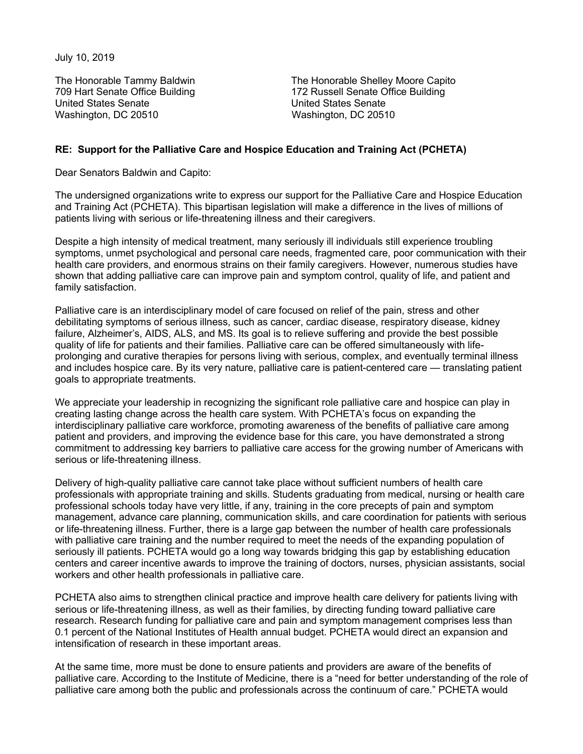July 10, 2019

The Honorable Tammy Baldwin
709 Hart Senate Office Building
United States Senate
Washington, DC 20510

The Honorable Shelley Moore Capito
172 Russell Senate Office Building
United States Senate
Washington, DC 20510

**RE: Support for the Palliative Care and Hospice Education and Training Act (PCHETA)**

Dear Senators Baldwin and Capito:

The undersigned organizations write to express our support for the Palliative Care and Hospice Education and Training Act (PCHETA). This bipartisan legislation will make a difference in the lives of millions of patients living with serious or life-threatening illness and their caregivers.

Despite a high intensity of medical treatment, many seriously ill individuals still experience troubling symptoms, unmet psychological and personal care needs, fragmented care, poor communication with their health care providers, and enormous strains on their family caregivers. However, numerous studies have shown that adding palliative care can improve pain and symptom control, quality of life, and patient and family satisfaction.

Palliative care is an interdisciplinary model of care focused on relief of the pain, stress and other debilitating symptoms of serious illness, such as cancer, cardiac disease, respiratory disease, kidney failure, Alzheimer's, AIDS, ALS, and MS. Its goal is to relieve suffering and provide the best possible quality of life for patients and their families. Palliative care can be offered simultaneously with life-prolonging and curative therapies for persons living with serious, complex, and eventually terminal illness and includes hospice care. By its very nature, palliative care is patient-centered care — translating patient goals to appropriate treatments.

We appreciate your leadership in recognizing the significant role palliative care and hospice can play in creating lasting change across the health care system. With PCHETA's focus on expanding the interdisciplinary palliative care workforce, promoting awareness of the benefits of palliative care among patient and providers, and improving the evidence base for this care, you have demonstrated a strong commitment to addressing key barriers to palliative care access for the growing number of Americans with serious or life-threatening illness.

Delivery of high-quality palliative care cannot take place without sufficient numbers of health care professionals with appropriate training and skills. Students graduating from medical, nursing or health care professional schools today have very little, if any, training in the core precepts of pain and symptom management, advance care planning, communication skills, and care coordination for patients with serious or life-threatening illness. Further, there is a large gap between the number of health care professionals with palliative care training and the number required to meet the needs of the expanding population of seriously ill patients. PCHETA would go a long way towards bridging this gap by establishing education centers and career incentive awards to improve the training of doctors, nurses, physician assistants, social workers and other health professionals in palliative care.

PCHETA also aims to strengthen clinical practice and improve health care delivery for patients living with serious or life-threatening illness, as well as their families, by directing funding toward palliative care research. Research funding for palliative care and pain and symptom management comprises less than 0.1 percent of the National Institutes of Health annual budget. PCHETA would direct an expansion and intensification of research in these important areas.

At the same time, more must be done to ensure patients and providers are aware of the benefits of palliative care. According to the Institute of Medicine, there is a "need for better understanding of the role of palliative care among both the public and professionals across the continuum of care." PCHETA would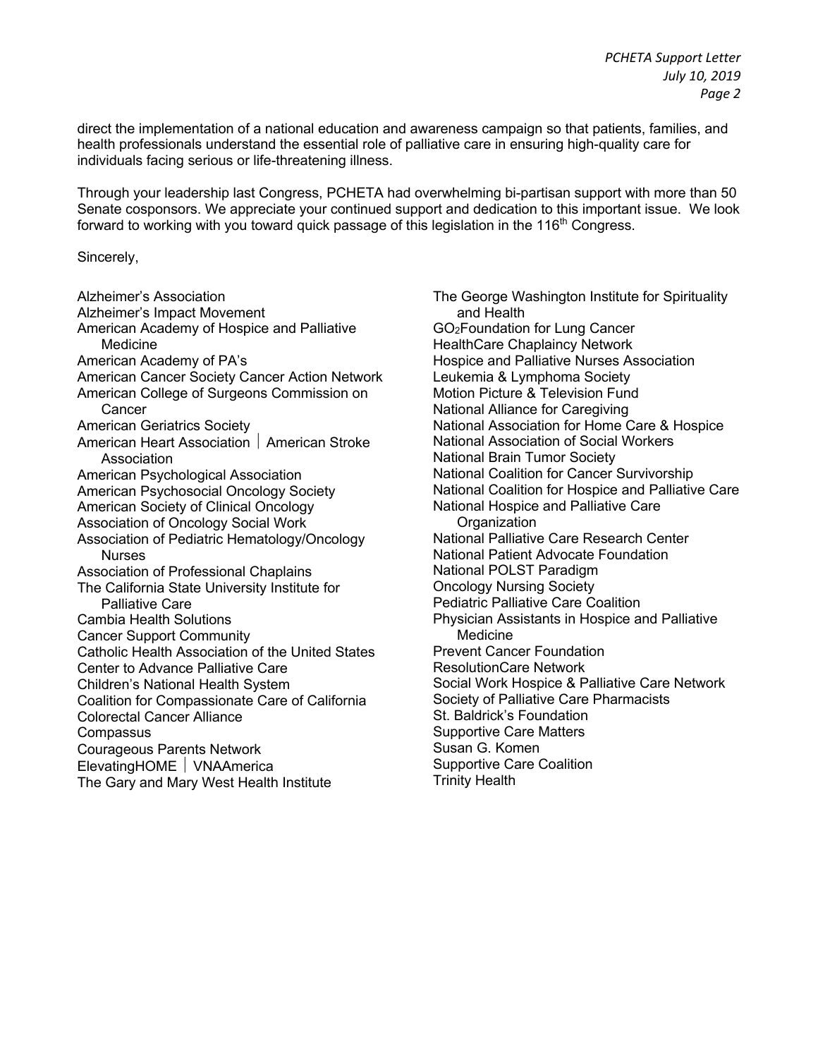direct the implementation of a national education and awareness campaign so that patients, families, and health professionals understand the essential role of palliative care in ensuring high-quality care for individuals facing serious or life-threatening illness.

Through your leadership last Congress, PCHETA had overwhelming bi-partisan support with more than 50 Senate cosponsors. We appreciate your continued support and dedication to this important issue. We look forward to working with you toward quick passage of this legislation in the 116th Congress.

Sincerely,

Alzheimer's Association
Alzheimer's Impact Movement
American Academy of Hospice and Palliative Medicine
American Academy of PA's
American Cancer Society Cancer Action Network
American College of Surgeons Commission on Cancer
American Geriatrics Society
American Heart Association | American Stroke Association
American Psychological Association
American Psychosocial Oncology Society
American Society of Clinical Oncology
Association of Oncology Social Work
Association of Pediatric Hematology/Oncology Nurses
Association of Professional Chaplains
The California State University Institute for Palliative Care
Cambia Health Solutions
Cancer Support Community
Catholic Health Association of the United States
Center to Advance Palliative Care
Children's National Health System
Coalition for Compassionate Care of California
Colorectal Cancer Alliance
Compassus
Courageous Parents Network
ElevatingHOME | VNAAmerica
The Gary and Mary West Health Institute
The George Washington Institute for Spirituality and Health
GO$_2$Foundation for Lung Cancer
HealthCare Chaplaincy Network
Hospice and Palliative Nurses Association
Leukemia & Lymphoma Society
Motion Picture & Television Fund
National Alliance for Caregiving
National Association for Home Care & Hospice
National Association of Social Workers
National Brain Tumor Society
National Coalition for Cancer Survivorship
National Coalition for Hospice and Palliative Care
National Hospice and Palliative Care Organization
National Palliative Care Research Center
National Patient Advocate Foundation
National POLST Paradigm
Oncology Nursing Society
Pediatric Palliative Care Coalition
Physician Assistants in Hospice and Palliative Medicine
Prevent Cancer Foundation
ResolutionCare Network
Social Work Hospice & Palliative Care Network
Society of Palliative Care Pharmacists
St. Baldrick's Foundation
Supportive Care Matters
Susan G. Komen
Supportive Care Coalition
Trinity Health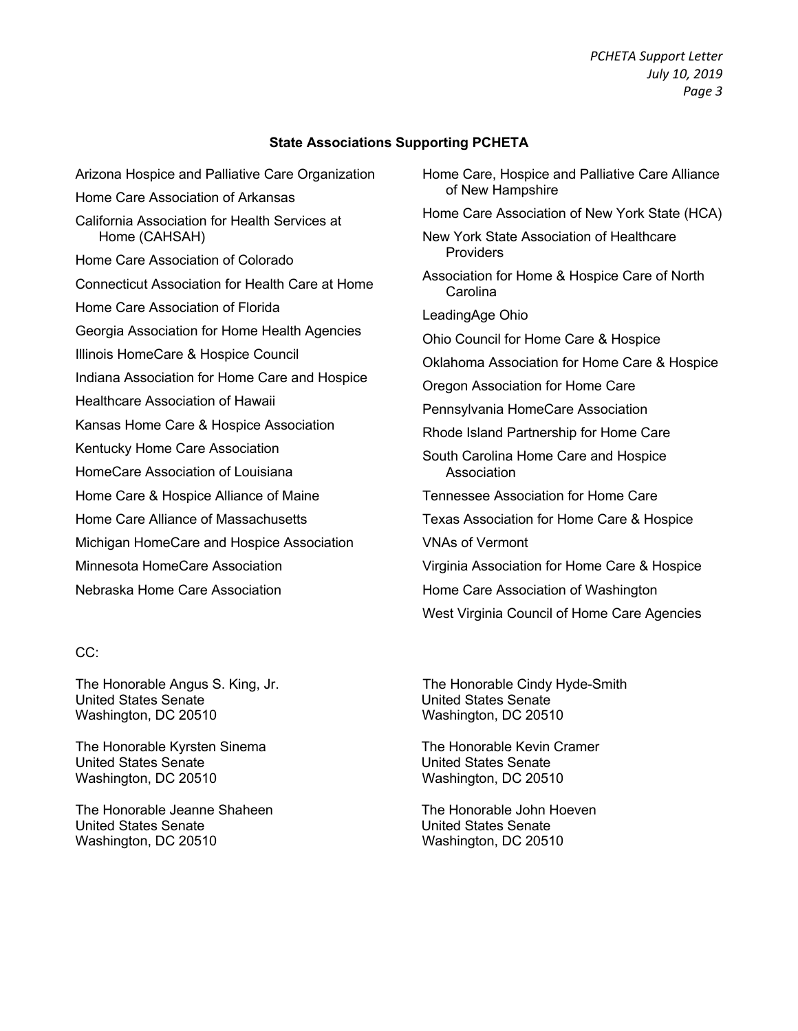### State Associations Supporting PCHETA

Arizona Hospice and Palliative Care Organization

Home Care Association of Arkansas

California Association for Health Services at Home (CAHSAH)

Home Care Association of Colorado

Connecticut Association for Health Care at Home

Home Care Association of Florida

Georgia Association for Home Health Agencies

Illinois HomeCare & Hospice Council

Indiana Association for Home Care and Hospice

Healthcare Association of Hawaii

Kansas Home Care & Hospice Association

Kentucky Home Care Association

HomeCare Association of Louisiana

Home Care & Hospice Alliance of Maine

Home Care Alliance of Massachusetts

Michigan HomeCare and Hospice Association

Minnesota HomeCare Association

Nebraska Home Care Association

Home Care, Hospice and Palliative Care Alliance of New Hampshire

Home Care Association of New York State (HCA)

New York State Association of Healthcare Providers

Association for Home & Hospice Care of North Carolina

LeadingAge Ohio

Ohio Council for Home Care & Hospice

Oklahoma Association for Home Care & Hospice

Oregon Association for Home Care

Pennsylvania HomeCare Association

Rhode Island Partnership for Home Care

South Carolina Home Care and Hospice Association

Tennessee Association for Home Care

Texas Association for Home Care & Hospice

VNAs of Vermont

Virginia Association for Home Care & Hospice

Home Care Association of Washington

West Virginia Council of Home Care Agencies

CC:

The Honorable Angus S. King, Jr.
United States Senate
Washington, DC 20510

The Honorable Kyrsten Sinema
United States Senate
Washington, DC 20510

The Honorable Jeanne Shaheen
United States Senate
Washington, DC 20510

The Honorable Cindy Hyde-Smith
United States Senate
Washington, DC 20510

The Honorable Kevin Cramer
United States Senate
Washington, DC 20510

The Honorable John Hoeven
United States Senate
Washington, DC 20510